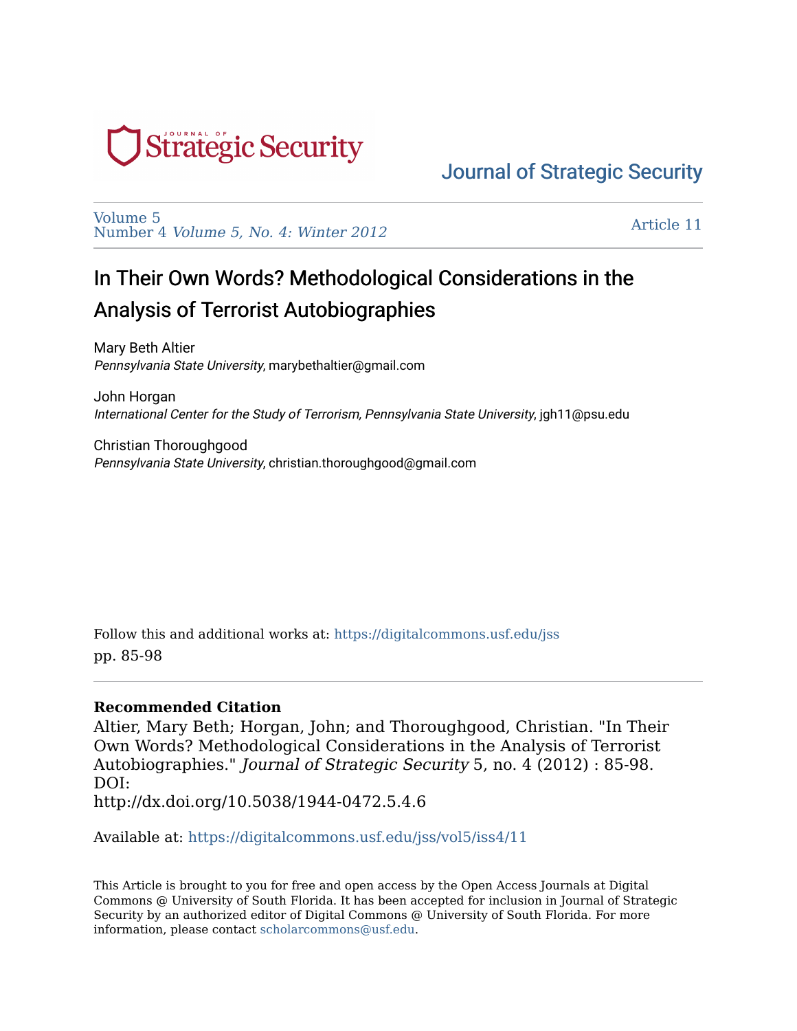Journal of Strategic Security

Volume 5
Number 4 *Volume 5, No. 4: Winter 2012*

Article 11

# In Their Own Words? Methodological Considerations in the Analysis of Terrorist Autobiographies

Mary Beth Altier
*Pennsylvania State University*, marybethaltier@gmail.com

John Horgan
*International Center for the Study of Terrorism, Pennsylvania State University*, jgh11@psu.edu

Christian Thoroughgood
*Pennsylvania State University*, christian.thoroughgood@gmail.com

Follow this and additional works at: https://digitalcommons.usf.edu/jss
pp. 85-98

**Recommended Citation**
Altier, Mary Beth; Horgan, John; and Thoroughgood, Christian. "In Their Own Words? Methodological Considerations in the Analysis of Terrorist Autobiographies." *Journal of Strategic Security* 5, no. 4 (2012) : 85-98.
DOI:
http://dx.doi.org/10.5038/1944-0472.5.4.6

Available at: https://digitalcommons.usf.edu/jss/vol5/iss4/11

This Article is brought to you for free and open access by the Open Access Journals at Digital Commons @ University of South Florida. It has been accepted for inclusion in Journal of Strategic Security by an authorized editor of Digital Commons @ University of South Florida. For more information, please contact scholarcommons@usf.edu.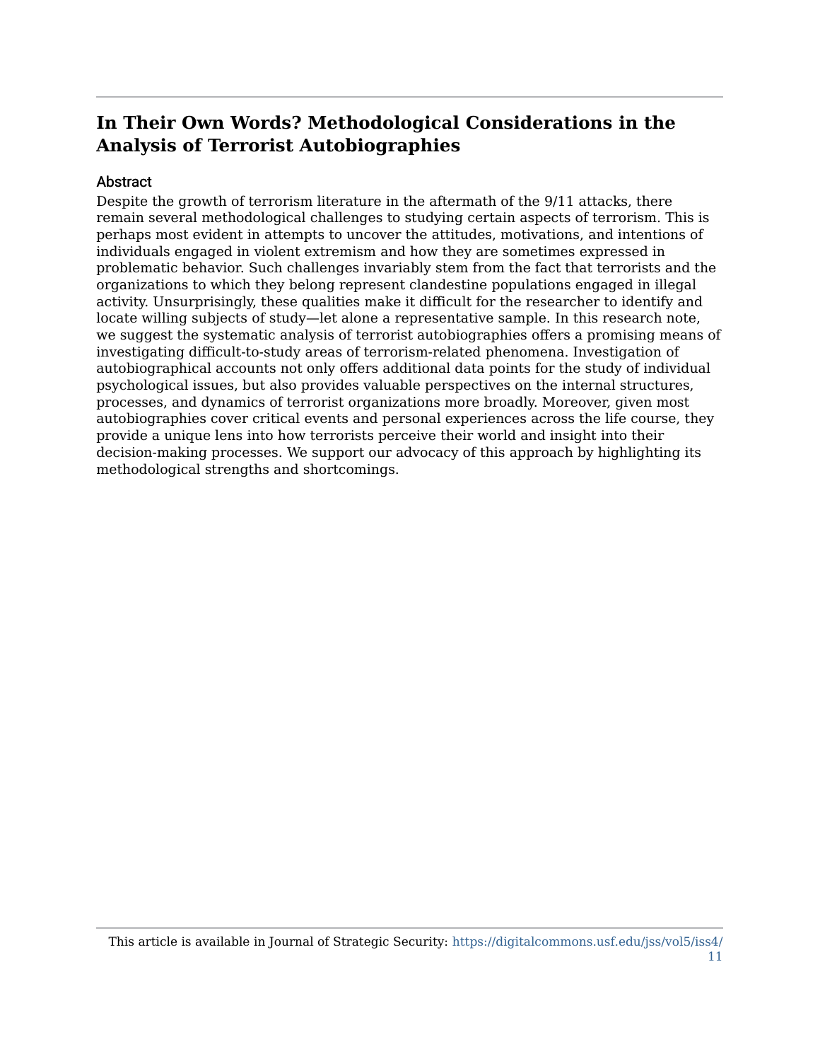# In Their Own Words? Methodological Considerations in the Analysis of Terrorist Autobiographies

## Abstract

Despite the growth of terrorism literature in the aftermath of the 9/11 attacks, there remain several methodological challenges to studying certain aspects of terrorism. This is perhaps most evident in attempts to uncover the attitudes, motivations, and intentions of individuals engaged in violent extremism and how they are sometimes expressed in problematic behavior. Such challenges invariably stem from the fact that terrorists and the organizations to which they belong represent clandestine populations engaged in illegal activity. Unsurprisingly, these qualities make it difficult for the researcher to identify and locate willing subjects of study—let alone a representative sample. In this research note, we suggest the systematic analysis of terrorist autobiographies offers a promising means of investigating difficult-to-study areas of terrorism-related phenomena. Investigation of autobiographical accounts not only offers additional data points for the study of individual psychological issues, but also provides valuable perspectives on the internal structures, processes, and dynamics of terrorist organizations more broadly. Moreover, given most autobiographies cover critical events and personal experiences across the life course, they provide a unique lens into how terrorists perceive their world and insight into their decision-making processes. We support our advocacy of this approach by highlighting its methodological strengths and shortcomings.

This article is available in Journal of Strategic Security: https://digitalcommons.usf.edu/jss/vol5/iss4/11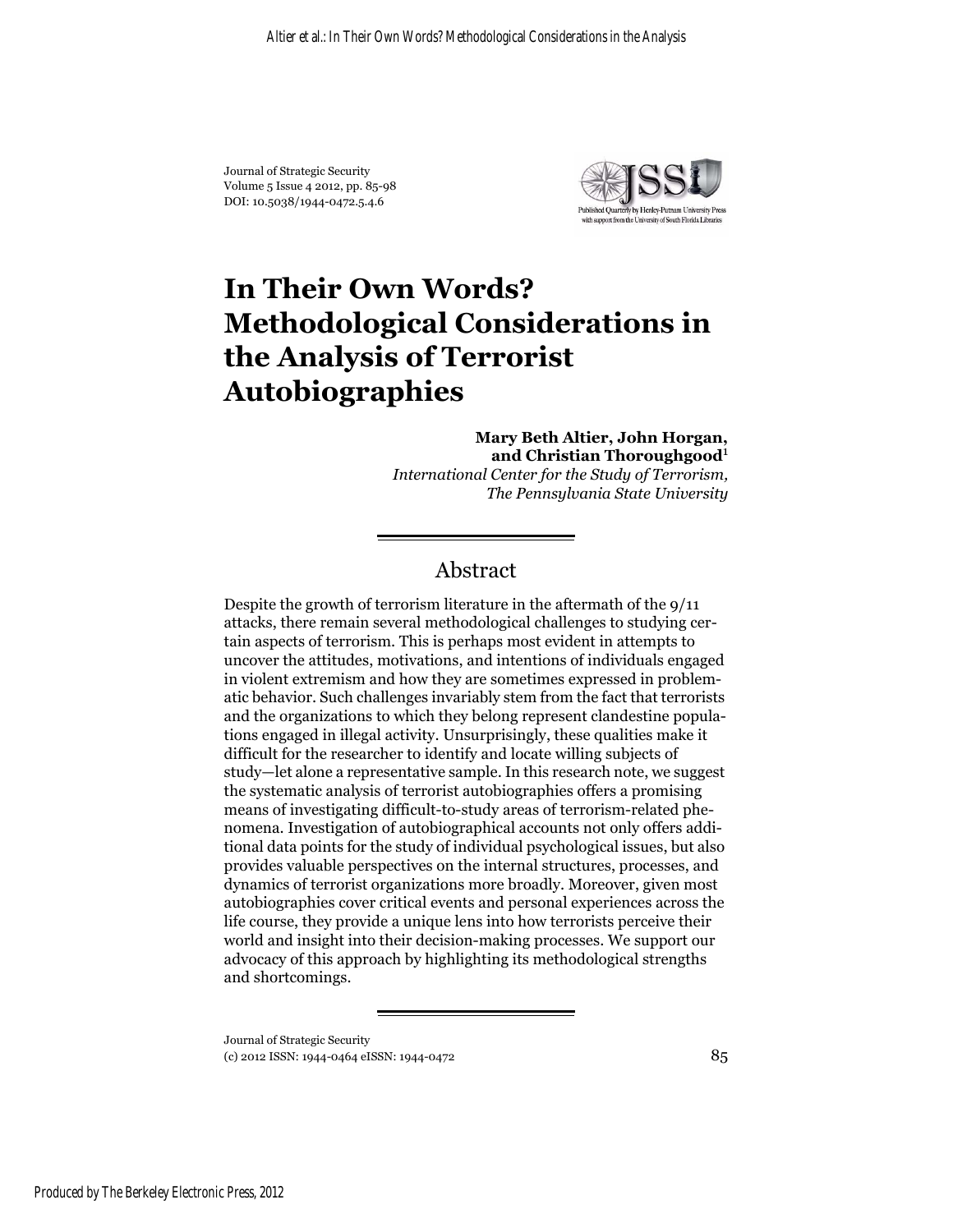# In Their Own Words? Methodological Considerations in the Analysis of Terrorist Autobiographies

**Mary Beth Altier, John Horgan, and Christian Thoroughgood**[1]

*International Center for the Study of Terrorism, The Pennsylvania State University*

## Abstract

Despite the growth of terrorism literature in the aftermath of the 9/11 attacks, there remain several methodological challenges to studying certain aspects of terrorism. This is perhaps most evident in attempts to uncover the attitudes, motivations, and intentions of individuals engaged in violent extremism and how they are sometimes expressed in problematic behavior. Such challenges invariably stem from the fact that terrorists and the organizations to which they belong represent clandestine populations engaged in illegal activity. Unsurprisingly, these qualities make it difficult for the researcher to identify and locate willing subjects of study—let alone a representative sample. In this research note, we suggest the systematic analysis of terrorist autobiographies offers a promising means of investigating difficult-to-study areas of terrorism-related phenomena. Investigation of autobiographical accounts not only offers additional data points for the study of individual psychological issues, but also provides valuable perspectives on the internal structures, processes, and dynamics of terrorist organizations more broadly. Moreover, given most autobiographies cover critical events and personal experiences across the life course, they provide a unique lens into how terrorists perceive their world and insight into their decision-making processes. We support our advocacy of this approach by highlighting its methodological strengths and shortcomings.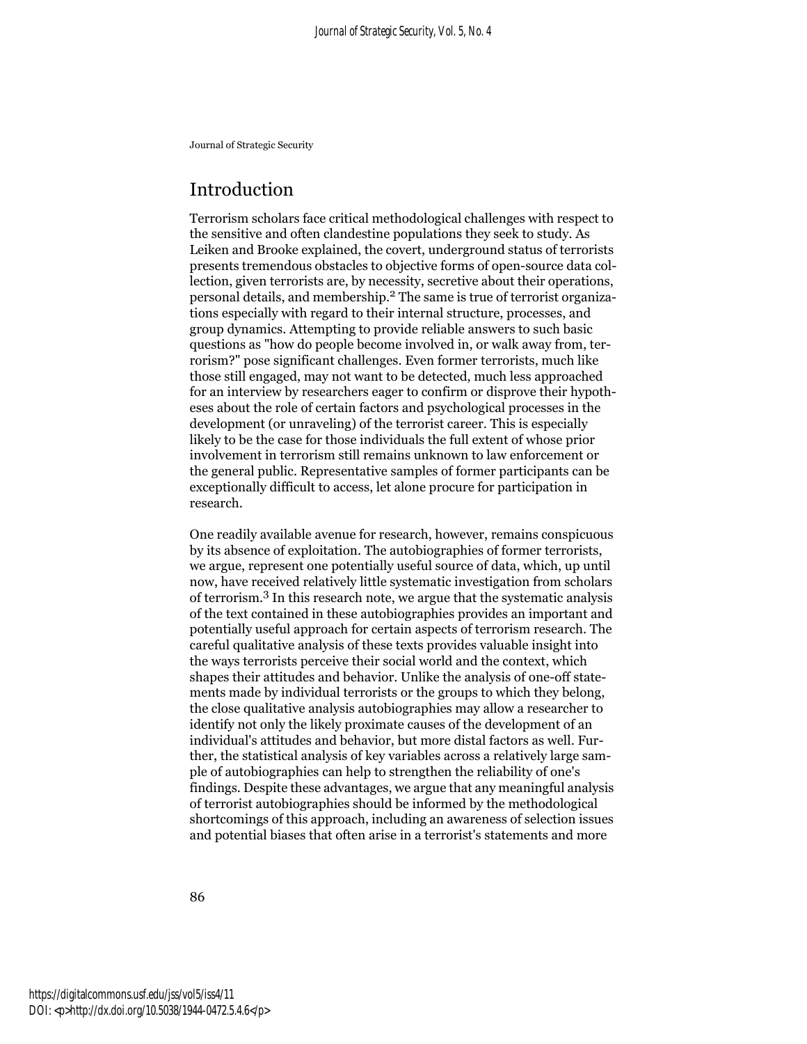## Introduction

Terrorism scholars face critical methodological challenges with respect to the sensitive and often clandestine populations they seek to study. As Leiken and Brooke explained, the covert, underground status of terrorists presents tremendous obstacles to objective forms of open-source data collection, given terrorists are, by necessity, secretive about their operations, personal details, and membership.[2] The same is true of terrorist organizations especially with regard to their internal structure, processes, and group dynamics. Attempting to provide reliable answers to such basic questions as "how do people become involved in, or walk away from, terrorism?" pose significant challenges. Even former terrorists, much like those still engaged, may not want to be detected, much less approached for an interview by researchers eager to confirm or disprove their hypotheses about the role of certain factors and psychological processes in the development (or unraveling) of the terrorist career. This is especially likely to be the case for those individuals the full extent of whose prior involvement in terrorism still remains unknown to law enforcement or the general public. Representative samples of former participants can be exceptionally difficult to access, let alone procure for participation in research.

One readily available avenue for research, however, remains conspicuous by its absence of exploitation. The autobiographies of former terrorists, we argue, represent one potentially useful source of data, which, up until now, have received relatively little systematic investigation from scholars of terrorism.[3] In this research note, we argue that the systematic analysis of the text contained in these autobiographies provides an important and potentially useful approach for certain aspects of terrorism research. The careful qualitative analysis of these texts provides valuable insight into the ways terrorists perceive their social world and the context, which shapes their attitudes and behavior. Unlike the analysis of one-off statements made by individual terrorists or the groups to which they belong, the close qualitative analysis autobiographies may allow a researcher to identify not only the likely proximate causes of the development of an individual's attitudes and behavior, but more distal factors as well. Further, the statistical analysis of key variables across a relatively large sample of autobiographies can help to strengthen the reliability of one's findings. Despite these advantages, we argue that any meaningful analysis of terrorist autobiographies should be informed by the methodological shortcomings of this approach, including an awareness of selection issues and potential biases that often arise in a terrorist's statements and more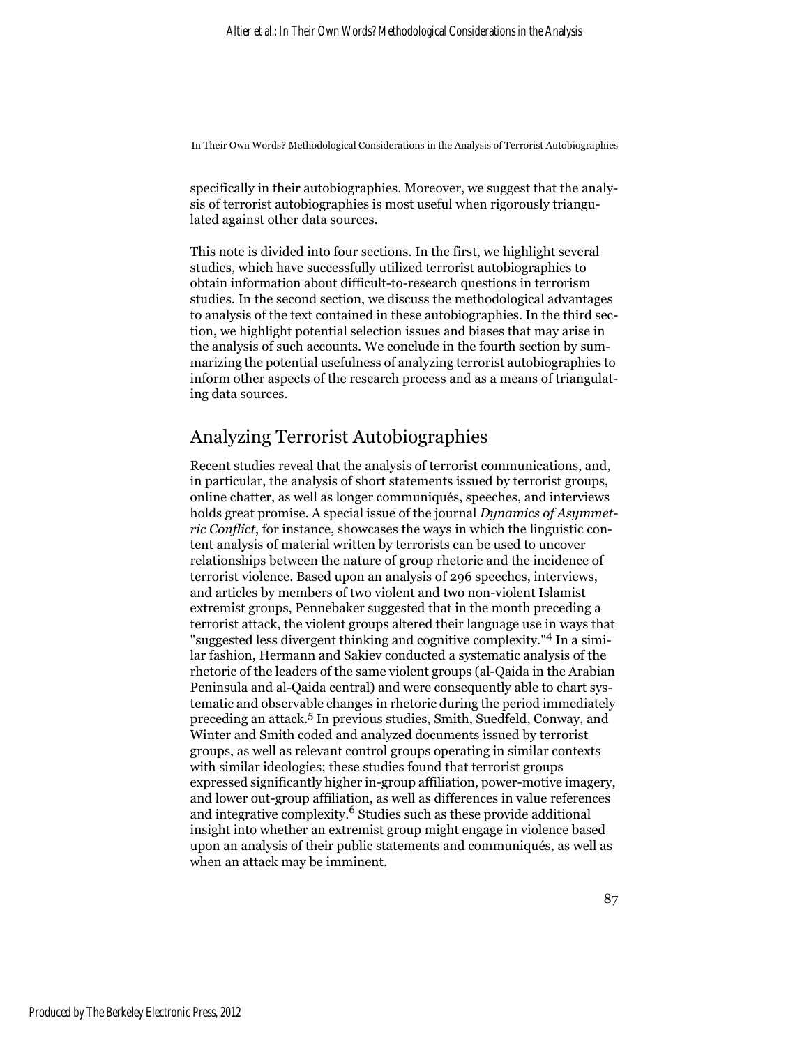specifically in their autobiographies. Moreover, we suggest that the analysis of terrorist autobiographies is most useful when rigorously triangulated against other data sources.

This note is divided into four sections. In the first, we highlight several studies, which have successfully utilized terrorist autobiographies to obtain information about difficult-to-research questions in terrorism studies. In the second section, we discuss the methodological advantages to analysis of the text contained in these autobiographies. In the third section, we highlight potential selection issues and biases that may arise in the analysis of such accounts. We conclude in the fourth section by summarizing the potential usefulness of analyzing terrorist autobiographies to inform other aspects of the research process and as a means of triangulating data sources.

## Analyzing Terrorist Autobiographies

Recent studies reveal that the analysis of terrorist communications, and, in particular, the analysis of short statements issued by terrorist groups, online chatter, as well as longer communiqués, speeches, and interviews holds great promise. A special issue of the journal *Dynamics of Asymmetric Conflict*, for instance, showcases the ways in which the linguistic content analysis of material written by terrorists can be used to uncover relationships between the nature of group rhetoric and the incidence of terrorist violence. Based upon an analysis of 296 speeches, interviews, and articles by members of two violent and two non-violent Islamist extremist groups, Pennebaker suggested that in the month preceding a terrorist attack, the violent groups altered their language use in ways that "suggested less divergent thinking and cognitive complexity."[4] In a similar fashion, Hermann and Sakiev conducted a systematic analysis of the rhetoric of the leaders of the same violent groups (al-Qaida in the Arabian Peninsula and al-Qaida central) and were consequently able to chart systematic and observable changes in rhetoric during the period immediately preceding an attack.[5] In previous studies, Smith, Suedfeld, Conway, and Winter and Smith coded and analyzed documents issued by terrorist groups, as well as relevant control groups operating in similar contexts with similar ideologies; these studies found that terrorist groups expressed significantly higher in-group affiliation, power-motive imagery, and lower out-group affiliation, as well as differences in value references and integrative complexity.[6] Studies such as these provide additional insight into whether an extremist group might engage in violence based upon an analysis of their public statements and communiqués, as well as when an attack may be imminent.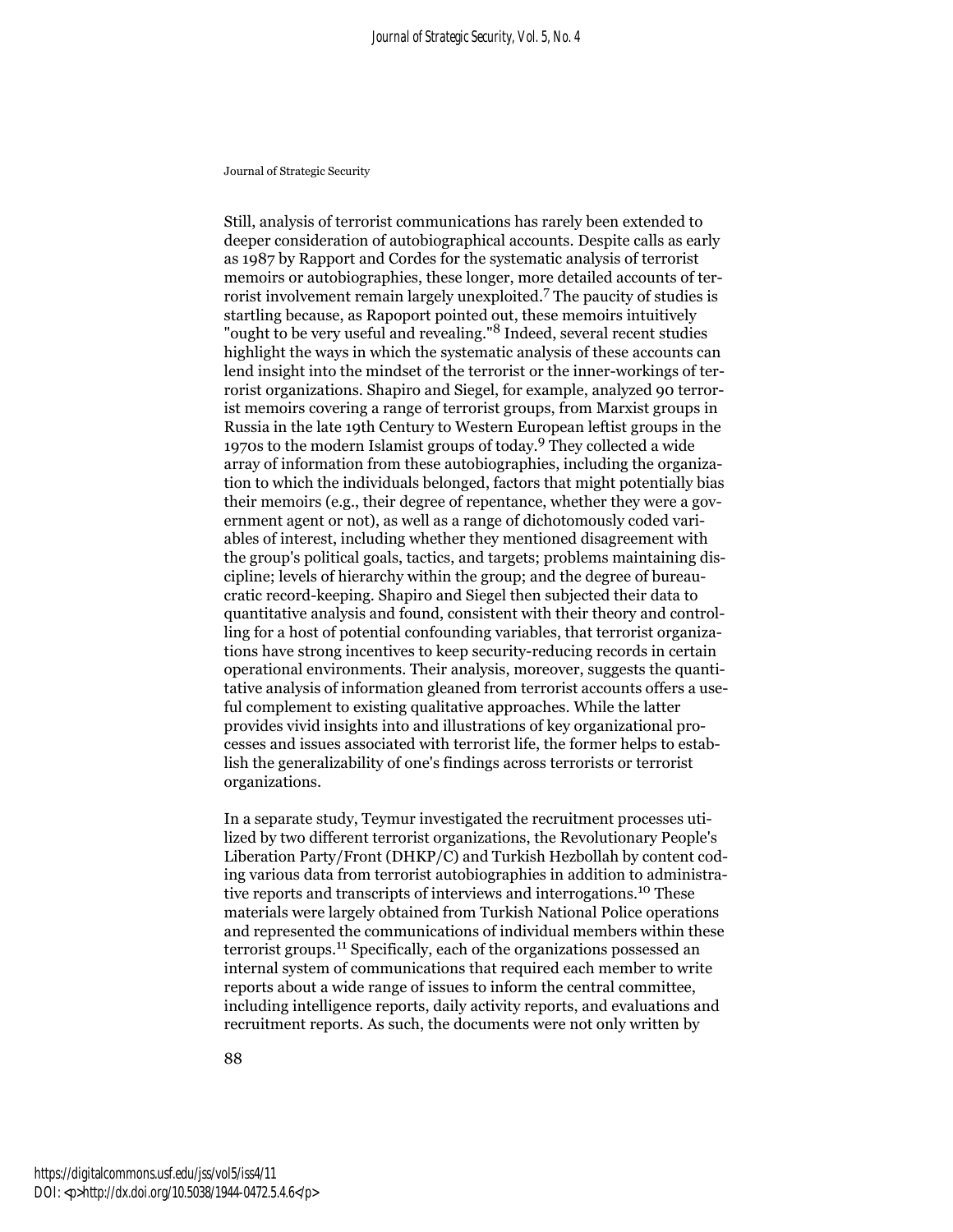Still, analysis of terrorist communications has rarely been extended to deeper consideration of autobiographical accounts. Despite calls as early as 1987 by Rapport and Cordes for the systematic analysis of terrorist memoirs or autobiographies, these longer, more detailed accounts of terrorist involvement remain largely unexploited.[7] The paucity of studies is startling because, as Rapoport pointed out, these memoirs intuitively "ought to be very useful and revealing."[8] Indeed, several recent studies highlight the ways in which the systematic analysis of these accounts can lend insight into the mindset of the terrorist or the inner-workings of terrorist organizations. Shapiro and Siegel, for example, analyzed 90 terrorist memoirs covering a range of terrorist groups, from Marxist groups in Russia in the late 19th Century to Western European leftist groups in the 1970s to the modern Islamist groups of today.[9] They collected a wide array of information from these autobiographies, including the organization to which the individuals belonged, factors that might potentially bias their memoirs (e.g., their degree of repentance, whether they were a government agent or not), as well as a range of dichotomously coded variables of interest, including whether they mentioned disagreement with the group's political goals, tactics, and targets; problems maintaining discipline; levels of hierarchy within the group; and the degree of bureaucratic record-keeping. Shapiro and Siegel then subjected their data to quantitative analysis and found, consistent with their theory and controlling for a host of potential confounding variables, that terrorist organizations have strong incentives to keep security-reducing records in certain operational environments. Their analysis, moreover, suggests the quantitative analysis of information gleaned from terrorist accounts offers a useful complement to existing qualitative approaches. While the latter provides vivid insights into and illustrations of key organizational processes and issues associated with terrorist life, the former helps to establish the generalizability of one's findings across terrorists or terrorist organizations.

In a separate study, Teymur investigated the recruitment processes utilized by two different terrorist organizations, the Revolutionary People's Liberation Party/Front (DHKP/C) and Turkish Hezbollah by content coding various data from terrorist autobiographies in addition to administrative reports and transcripts of interviews and interrogations.[10] These materials were largely obtained from Turkish National Police operations and represented the communications of individual members within these terrorist groups.[11] Specifically, each of the organizations possessed an internal system of communications that required each member to write reports about a wide range of issues to inform the central committee, including intelligence reports, daily activity reports, and evaluations and recruitment reports. As such, the documents were not only written by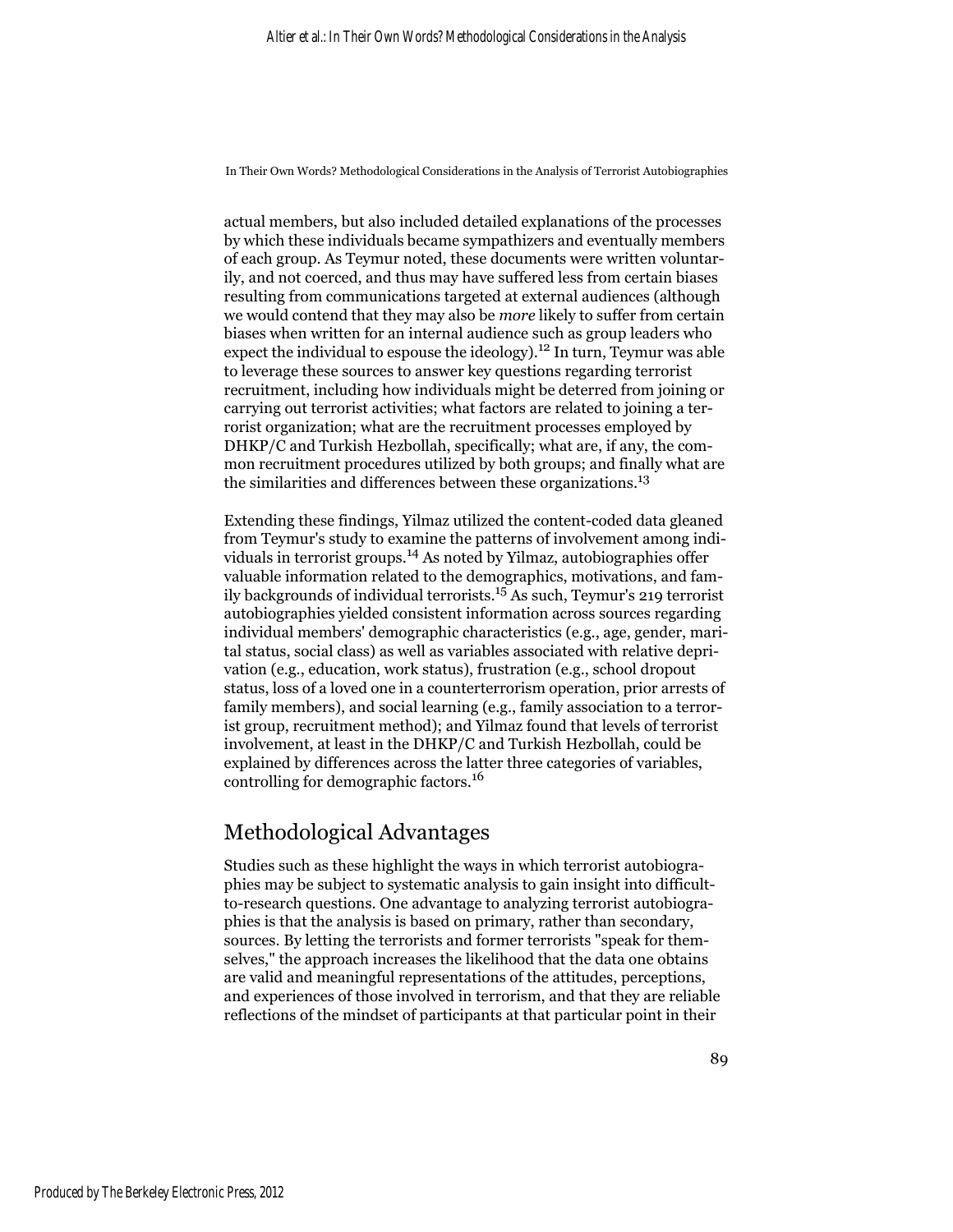actual members, but also included detailed explanations of the processes by which these individuals became sympathizers and eventually members of each group. As Teymur noted, these documents were written voluntarily, and not coerced, and thus may have suffered less from certain biases resulting from communications targeted at external audiences (although we would contend that they may also be *more* likely to suffer from certain biases when written for an internal audience such as group leaders who expect the individual to espouse the ideology).[12] In turn, Teymur was able to leverage these sources to answer key questions regarding terrorist recruitment, including how individuals might be deterred from joining or carrying out terrorist activities; what factors are related to joining a terrorist organization; what are the recruitment processes employed by DHKP/C and Turkish Hezbollah, specifically; what are, if any, the common recruitment procedures utilized by both groups; and finally what are the similarities and differences between these organizations.[13]

Extending these findings, Yilmaz utilized the content-coded data gleaned from Teymur's study to examine the patterns of involvement among individuals in terrorist groups.[14] As noted by Yilmaz, autobiographies offer valuable information related to the demographics, motivations, and family backgrounds of individual terrorists.[15] As such, Teymur's 219 terrorist autobiographies yielded consistent information across sources regarding individual members' demographic characteristics (e.g., age, gender, marital status, social class) as well as variables associated with relative deprivation (e.g., education, work status), frustration (e.g., school dropout status, loss of a loved one in a counterterrorism operation, prior arrests of family members), and social learning (e.g., family association to a terrorist group, recruitment method); and Yilmaz found that levels of terrorist involvement, at least in the DHKP/C and Turkish Hezbollah, could be explained by differences across the latter three categories of variables, controlling for demographic factors.[16]

## Methodological Advantages

Studies such as these highlight the ways in which terrorist autobiographies may be subject to systematic analysis to gain insight into difficult-to-research questions. One advantage to analyzing terrorist autobiographies is that the analysis is based on primary, rather than secondary, sources. By letting the terrorists and former terrorists "speak for themselves," the approach increases the likelihood that the data one obtains are valid and meaningful representations of the attitudes, perceptions, and experiences of those involved in terrorism, and that they are reliable reflections of the mindset of participants at that particular point in their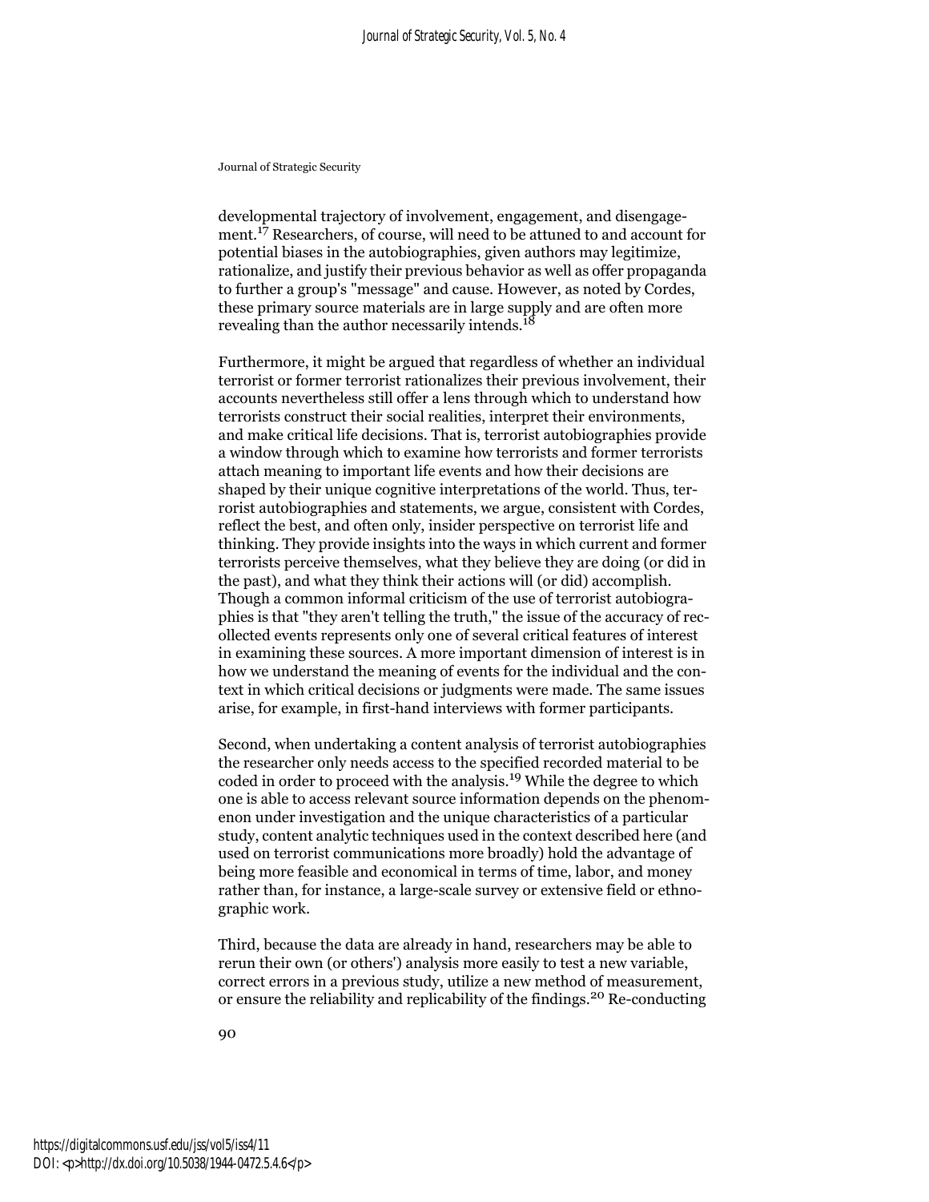developmental trajectory of involvement, engagement, and disengagement.[17] Researchers, of course, will need to be attuned to and account for potential biases in the autobiographies, given authors may legitimize, rationalize, and justify their previous behavior as well as offer propaganda to further a group's "message" and cause. However, as noted by Cordes, these primary source materials are in large supply and are often more revealing than the author necessarily intends.[18]

Furthermore, it might be argued that regardless of whether an individual terrorist or former terrorist rationalizes their previous involvement, their accounts nevertheless still offer a lens through which to understand how terrorists construct their social realities, interpret their environments, and make critical life decisions. That is, terrorist autobiographies provide a window through which to examine how terrorists and former terrorists attach meaning to important life events and how their decisions are shaped by their unique cognitive interpretations of the world. Thus, terrorist autobiographies and statements, we argue, consistent with Cordes, reflect the best, and often only, insider perspective on terrorist life and thinking. They provide insights into the ways in which current and former terrorists perceive themselves, what they believe they are doing (or did in the past), and what they think their actions will (or did) accomplish. Though a common informal criticism of the use of terrorist autobiographies is that "they aren't telling the truth," the issue of the accuracy of recollected events represents only one of several critical features of interest in examining these sources. A more important dimension of interest is in how we understand the meaning of events for the individual and the context in which critical decisions or judgments were made. The same issues arise, for example, in first-hand interviews with former participants.

Second, when undertaking a content analysis of terrorist autobiographies the researcher only needs access to the specified recorded material to be coded in order to proceed with the analysis.[19] While the degree to which one is able to access relevant source information depends on the phenomenon under investigation and the unique characteristics of a particular study, content analytic techniques used in the context described here (and used on terrorist communications more broadly) hold the advantage of being more feasible and economical in terms of time, labor, and money rather than, for instance, a large-scale survey or extensive field or ethnographic work.

Third, because the data are already in hand, researchers may be able to rerun their own (or others') analysis more easily to test a new variable, correct errors in a previous study, utilize a new method of measurement, or ensure the reliability and replicability of the findings.[20] Re-conducting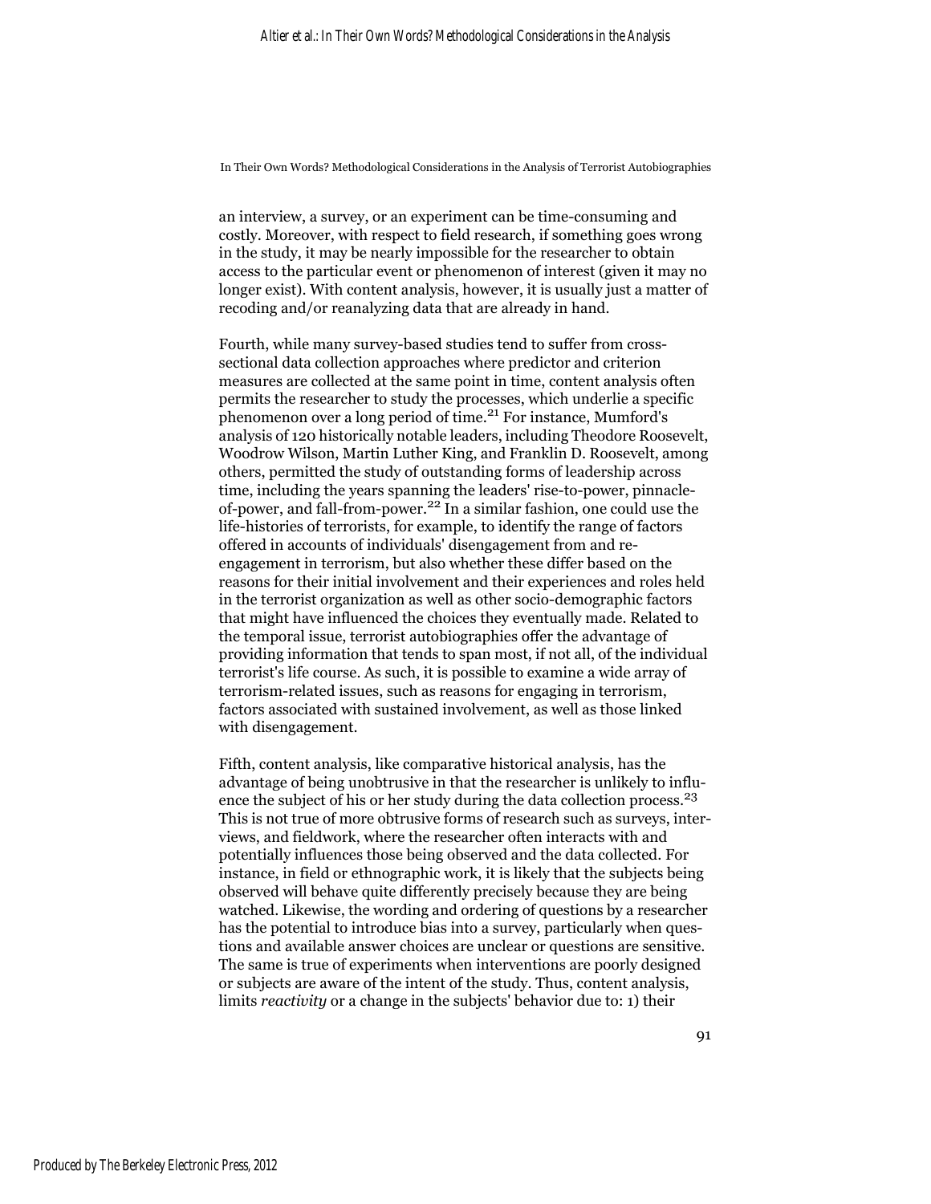an interview, a survey, or an experiment can be time-consuming and costly. Moreover, with respect to field research, if something goes wrong in the study, it may be nearly impossible for the researcher to obtain access to the particular event or phenomenon of interest (given it may no longer exist). With content analysis, however, it is usually just a matter of recoding and/or reanalyzing data that are already in hand.

Fourth, while many survey-based studies tend to suffer from cross-sectional data collection approaches where predictor and criterion measures are collected at the same point in time, content analysis often permits the researcher to study the processes, which underlie a specific phenomenon over a long period of time.[21] For instance, Mumford's analysis of 120 historically notable leaders, including Theodore Roosevelt, Woodrow Wilson, Martin Luther King, and Franklin D. Roosevelt, among others, permitted the study of outstanding forms of leadership across time, including the years spanning the leaders' rise-to-power, pinnacle-of-power, and fall-from-power.[22] In a similar fashion, one could use the life-histories of terrorists, for example, to identify the range of factors offered in accounts of individuals' disengagement from and re-engagement in terrorism, but also whether these differ based on the reasons for their initial involvement and their experiences and roles held in the terrorist organization as well as other socio-demographic factors that might have influenced the choices they eventually made. Related to the temporal issue, terrorist autobiographies offer the advantage of providing information that tends to span most, if not all, of the individual terrorist's life course. As such, it is possible to examine a wide array of terrorism-related issues, such as reasons for engaging in terrorism, factors associated with sustained involvement, as well as those linked with disengagement.

Fifth, content analysis, like comparative historical analysis, has the advantage of being unobtrusive in that the researcher is unlikely to influence the subject of his or her study during the data collection process.[23] This is not true of more obtrusive forms of research such as surveys, interviews, and fieldwork, where the researcher often interacts with and potentially influences those being observed and the data collected. For instance, in field or ethnographic work, it is likely that the subjects being observed will behave quite differently precisely because they are being watched. Likewise, the wording and ordering of questions by a researcher has the potential to introduce bias into a survey, particularly when questions and available answer choices are unclear or questions are sensitive. The same is true of experiments when interventions are poorly designed or subjects are aware of the intent of the study. Thus, content analysis, limits *reactivity* or a change in the subjects' behavior due to: 1) their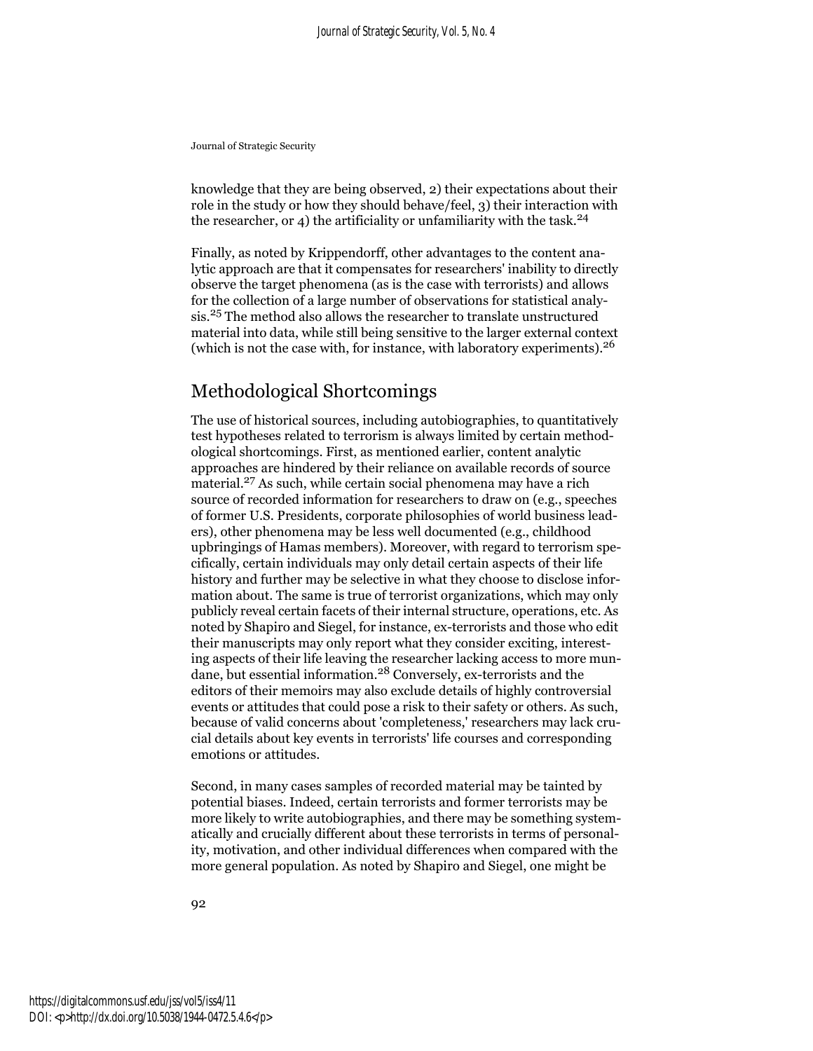knowledge that they are being observed, 2) their expectations about their role in the study or how they should behave/feel, 3) their interaction with the researcher, or 4) the artificiality or unfamiliarity with the task.[24]

Finally, as noted by Krippendorff, other advantages to the content analytic approach are that it compensates for researchers' inability to directly observe the target phenomena (as is the case with terrorists) and allows for the collection of a large number of observations for statistical analysis.[25] The method also allows the researcher to translate unstructured material into data, while still being sensitive to the larger external context (which is not the case with, for instance, with laboratory experiments).[26]

## Methodological Shortcomings

The use of historical sources, including autobiographies, to quantitatively test hypotheses related to terrorism is always limited by certain methodological shortcomings. First, as mentioned earlier, content analytic approaches are hindered by their reliance on available records of source material.[27] As such, while certain social phenomena may have a rich source of recorded information for researchers to draw on (e.g., speeches of former U.S. Presidents, corporate philosophies of world business leaders), other phenomena may be less well documented (e.g., childhood upbringings of Hamas members). Moreover, with regard to terrorism specifically, certain individuals may only detail certain aspects of their life history and further may be selective in what they choose to disclose information about. The same is true of terrorist organizations, which may only publicly reveal certain facets of their internal structure, operations, etc. As noted by Shapiro and Siegel, for instance, ex-terrorists and those who edit their manuscripts may only report what they consider exciting, interesting aspects of their life leaving the researcher lacking access to more mundane, but essential information.[28] Conversely, ex-terrorists and the editors of their memoirs may also exclude details of highly controversial events or attitudes that could pose a risk to their safety or others. As such, because of valid concerns about 'completeness,' researchers may lack crucial details about key events in terrorists' life courses and corresponding emotions or attitudes.

Second, in many cases samples of recorded material may be tainted by potential biases. Indeed, certain terrorists and former terrorists may be more likely to write autobiographies, and there may be something systematically and crucially different about these terrorists in terms of personality, motivation, and other individual differences when compared with the more general population. As noted by Shapiro and Siegel, one might be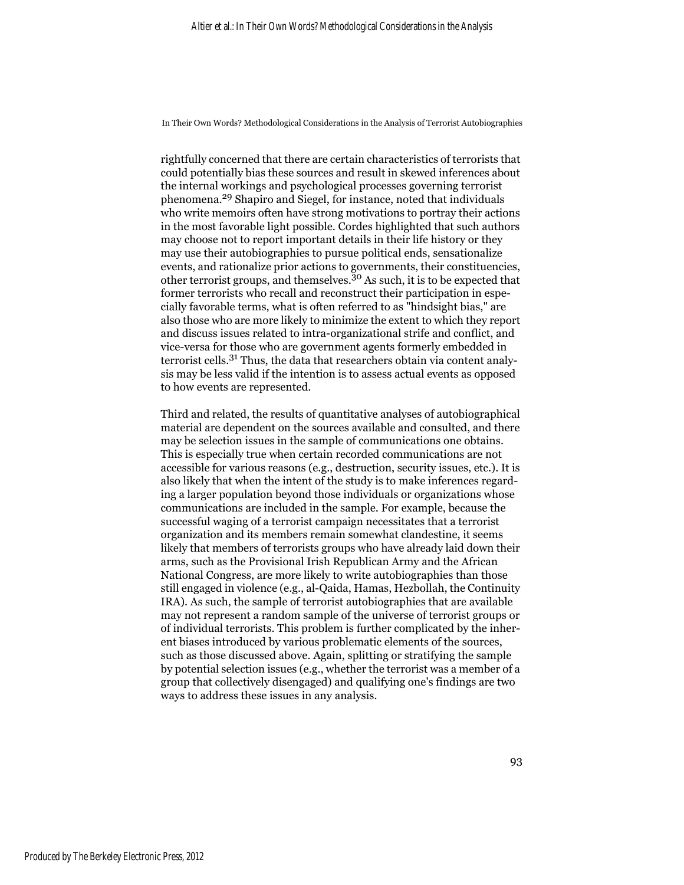rightfully concerned that there are certain characteristics of terrorists that could potentially bias these sources and result in skewed inferences about the internal workings and psychological processes governing terrorist phenomena.[29] Shapiro and Siegel, for instance, noted that individuals who write memoirs often have strong motivations to portray their actions in the most favorable light possible. Cordes highlighted that such authors may choose not to report important details in their life history or they may use their autobiographies to pursue political ends, sensationalize events, and rationalize prior actions to governments, their constituencies, other terrorist groups, and themselves.[30] As such, it is to be expected that former terrorists who recall and reconstruct their participation in especially favorable terms, what is often referred to as "hindsight bias," are also those who are more likely to minimize the extent to which they report and discuss issues related to intra-organizational strife and conflict, and vice-versa for those who are government agents formerly embedded in terrorist cells.[31] Thus, the data that researchers obtain via content analysis may be less valid if the intention is to assess actual events as opposed to how events are represented.

Third and related, the results of quantitative analyses of autobiographical material are dependent on the sources available and consulted, and there may be selection issues in the sample of communications one obtains. This is especially true when certain recorded communications are not accessible for various reasons (e.g., destruction, security issues, etc.). It is also likely that when the intent of the study is to make inferences regarding a larger population beyond those individuals or organizations whose communications are included in the sample. For example, because the successful waging of a terrorist campaign necessitates that a terrorist organization and its members remain somewhat clandestine, it seems likely that members of terrorists groups who have already laid down their arms, such as the Provisional Irish Republican Army and the African National Congress, are more likely to write autobiographies than those still engaged in violence (e.g., al-Qaida, Hamas, Hezbollah, the Continuity IRA). As such, the sample of terrorist autobiographies that are available may not represent a random sample of the universe of terrorist groups or of individual terrorists. This problem is further complicated by the inherent biases introduced by various problematic elements of the sources, such as those discussed above. Again, splitting or stratifying the sample by potential selection issues (e.g., whether the terrorist was a member of a group that collectively disengaged) and qualifying one's findings are two ways to address these issues in any analysis.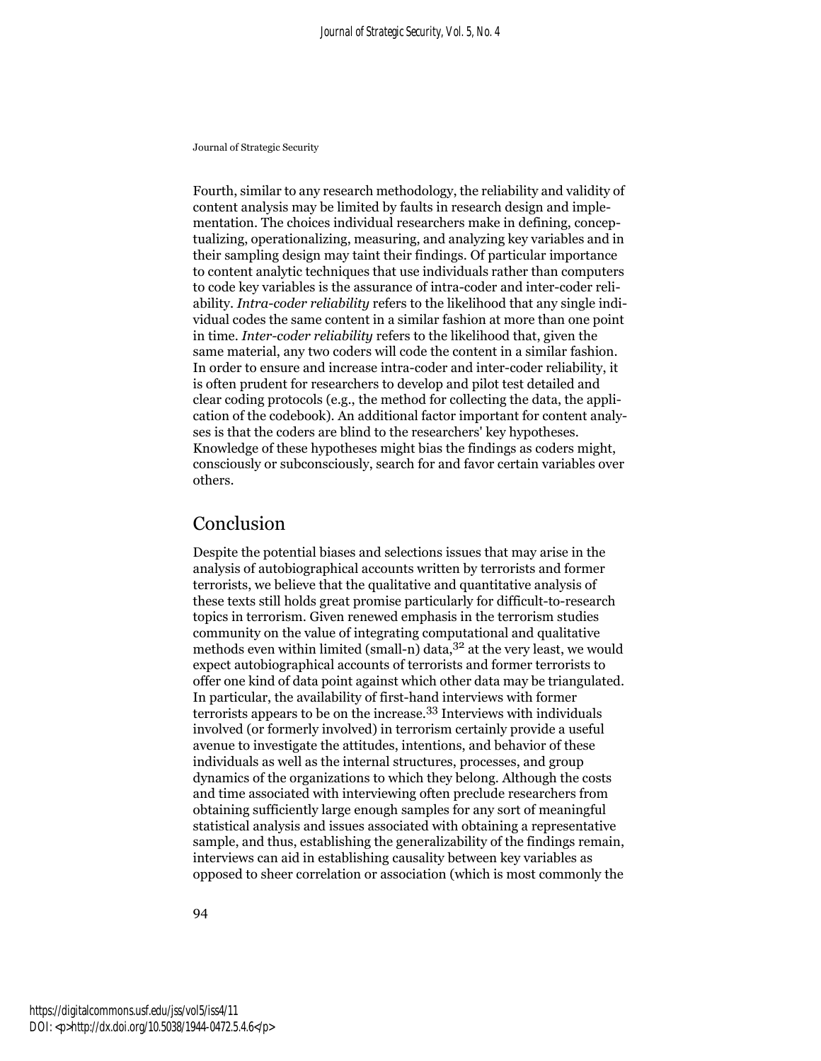Fourth, similar to any research methodology, the reliability and validity of content analysis may be limited by faults in research design and implementation. The choices individual researchers make in defining, conceptualizing, operationalizing, measuring, and analyzing key variables and in their sampling design may taint their findings. Of particular importance to content analytic techniques that use individuals rather than computers to code key variables is the assurance of intra-coder and inter-coder reliability. *Intra-coder reliability* refers to the likelihood that any single individual codes the same content in a similar fashion at more than one point in time. *Inter-coder reliability* refers to the likelihood that, given the same material, any two coders will code the content in a similar fashion. In order to ensure and increase intra-coder and inter-coder reliability, it is often prudent for researchers to develop and pilot test detailed and clear coding protocols (e.g., the method for collecting the data, the application of the codebook). An additional factor important for content analyses is that the coders are blind to the researchers' key hypotheses. Knowledge of these hypotheses might bias the findings as coders might, consciously or subconsciously, search for and favor certain variables over others.

## Conclusion

Despite the potential biases and selections issues that may arise in the analysis of autobiographical accounts written by terrorists and former terrorists, we believe that the qualitative and quantitative analysis of these texts still holds great promise particularly for difficult-to-research topics in terrorism. Given renewed emphasis in the terrorism studies community on the value of integrating computational and qualitative methods even within limited (small-n) data,[32] at the very least, we would expect autobiographical accounts of terrorists and former terrorists to offer one kind of data point against which other data may be triangulated. In particular, the availability of first-hand interviews with former terrorists appears to be on the increase.[33] Interviews with individuals involved (or formerly involved) in terrorism certainly provide a useful avenue to investigate the attitudes, intentions, and behavior of these individuals as well as the internal structures, processes, and group dynamics of the organizations to which they belong. Although the costs and time associated with interviewing often preclude researchers from obtaining sufficiently large enough samples for any sort of meaningful statistical analysis and issues associated with obtaining a representative sample, and thus, establishing the generalizability of the findings remain, interviews can aid in establishing causality between key variables as opposed to sheer correlation or association (which is most commonly the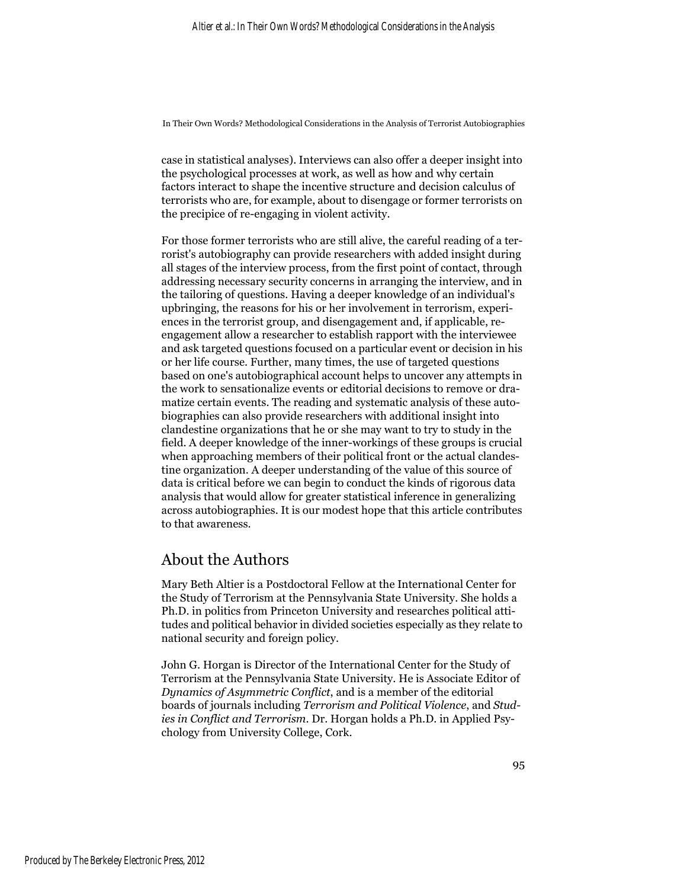case in statistical analyses). Interviews can also offer a deeper insight into the psychological processes at work, as well as how and why certain factors interact to shape the incentive structure and decision calculus of terrorists who are, for example, about to disengage or former terrorists on the precipice of re-engaging in violent activity.

For those former terrorists who are still alive, the careful reading of a terrorist's autobiography can provide researchers with added insight during all stages of the interview process, from the first point of contact, through addressing necessary security concerns in arranging the interview, and in the tailoring of questions. Having a deeper knowledge of an individual's upbringing, the reasons for his or her involvement in terrorism, experiences in the terrorist group, and disengagement and, if applicable, re-engagement allow a researcher to establish rapport with the interviewee and ask targeted questions focused on a particular event or decision in his or her life course. Further, many times, the use of targeted questions based on one's autobiographical account helps to uncover any attempts in the work to sensationalize events or editorial decisions to remove or dramatize certain events. The reading and systematic analysis of these autobiographies can also provide researchers with additional insight into clandestine organizations that he or she may want to try to study in the field. A deeper knowledge of the inner-workings of these groups is crucial when approaching members of their political front or the actual clandestine organization. A deeper understanding of the value of this source of data is critical before we can begin to conduct the kinds of rigorous data analysis that would allow for greater statistical inference in generalizing across autobiographies. It is our modest hope that this article contributes to that awareness.

## About the Authors

Mary Beth Altier is a Postdoctoral Fellow at the International Center for the Study of Terrorism at the Pennsylvania State University. She holds a Ph.D. in politics from Princeton University and researches political attitudes and political behavior in divided societies especially as they relate to national security and foreign policy.

John G. Horgan is Director of the International Center for the Study of Terrorism at the Pennsylvania State University. He is Associate Editor of *Dynamics of Asymmetric Conflict*, and is a member of the editorial boards of journals including *Terrorism and Political Violence*, and *Studies in Conflict and Terrorism*. Dr. Horgan holds a Ph.D. in Applied Psychology from University College, Cork.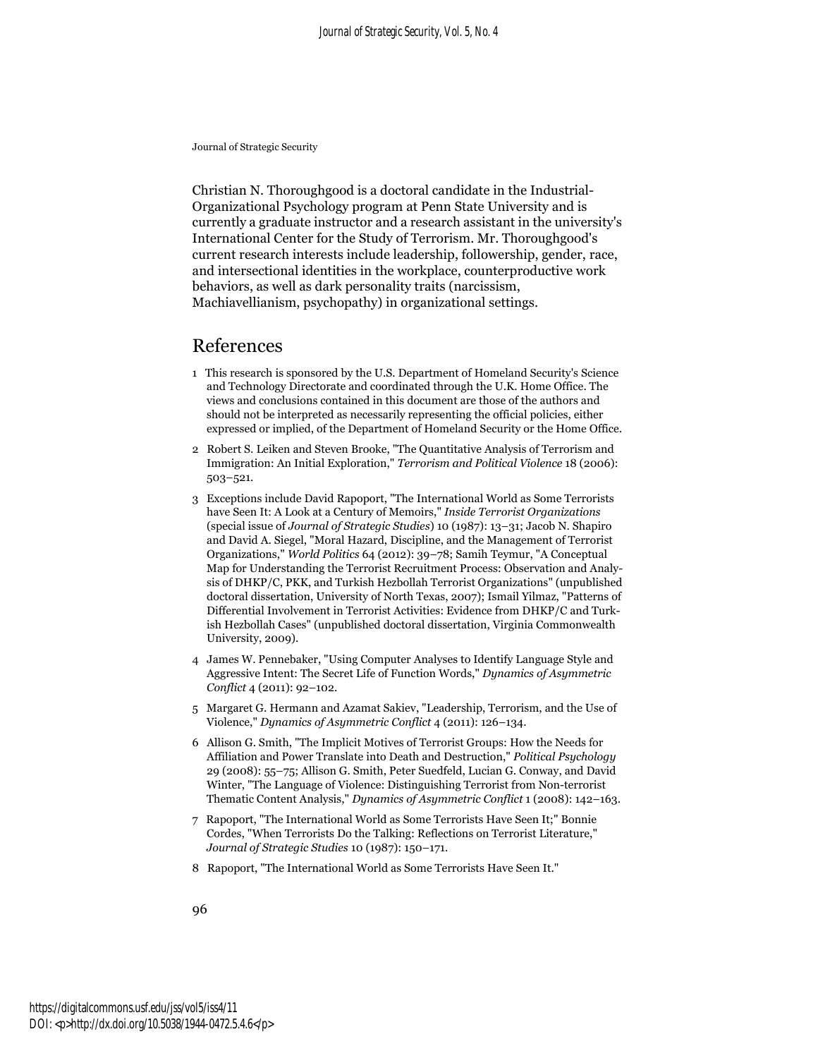Christian N. Thoroughgood is a doctoral candidate in the Industrial-Organizational Psychology program at Penn State University and is currently a graduate instructor and a research assistant in the university's International Center for the Study of Terrorism. Mr. Thoroughgood's current research interests include leadership, followership, gender, race, and intersectional identities in the workplace, counterproductive work behaviors, as well as dark personality traits (narcissism, Machiavellianism, psychopathy) in organizational settings.

## References

1. This research is sponsored by the U.S. Department of Homeland Security's Science and Technology Directorate and coordinated through the U.K. Home Office. The views and conclusions contained in this document are those of the authors and should not be interpreted as necessarily representing the official policies, either expressed or implied, of the Department of Homeland Security or the Home Office.
2. Robert S. Leiken and Steven Brooke, "The Quantitative Analysis of Terrorism and Immigration: An Initial Exploration," *Terrorism and Political Violence* 18 (2006): 503–521.
3. Exceptions include David Rapoport, "The International World as Some Terrorists have Seen It: A Look at a Century of Memoirs," *Inside Terrorist Organizations* (special issue of *Journal of Strategic Studies*) 10 (1987): 13–31; Jacob N. Shapiro and David A. Siegel, "Moral Hazard, Discipline, and the Management of Terrorist Organizations," *World Politics* 64 (2012): 39–78; Samih Teymur, "A Conceptual Map for Understanding the Terrorist Recruitment Process: Observation and Analysis of DHKP/C, PKK, and Turkish Hezbollah Terrorist Organizations" (unpublished doctoral dissertation, University of North Texas, 2007); Ismail Yilmaz, "Patterns of Differential Involvement in Terrorist Activities: Evidence from DHKP/C and Turkish Hezbollah Cases" (unpublished doctoral dissertation, Virginia Commonwealth University, 2009).
4. James W. Pennebaker, "Using Computer Analyses to Identify Language Style and Aggressive Intent: The Secret Life of Function Words," *Dynamics of Asymmetric Conflict* 4 (2011): 92–102.
5. Margaret G. Hermann and Azamat Sakiev, "Leadership, Terrorism, and the Use of Violence," *Dynamics of Asymmetric Conflict* 4 (2011): 126–134.
6. Allison G. Smith, "The Implicit Motives of Terrorist Groups: How the Needs for Affiliation and Power Translate into Death and Destruction," *Political Psychology* 29 (2008): 55–75; Allison G. Smith, Peter Suedfeld, Lucian G. Conway, and David Winter, "The Language of Violence: Distinguishing Terrorist from Non-terrorist Thematic Content Analysis," *Dynamics of Asymmetric Conflict* 1 (2008): 142–163.
7. Rapoport, "The International World as Some Terrorists Have Seen It;" Bonnie Cordes, "When Terrorists Do the Talking: Reflections on Terrorist Literature," *Journal of Strategic Studies* 10 (1987): 150–171.
8. Rapoport, "The International World as Some Terrorists Have Seen It."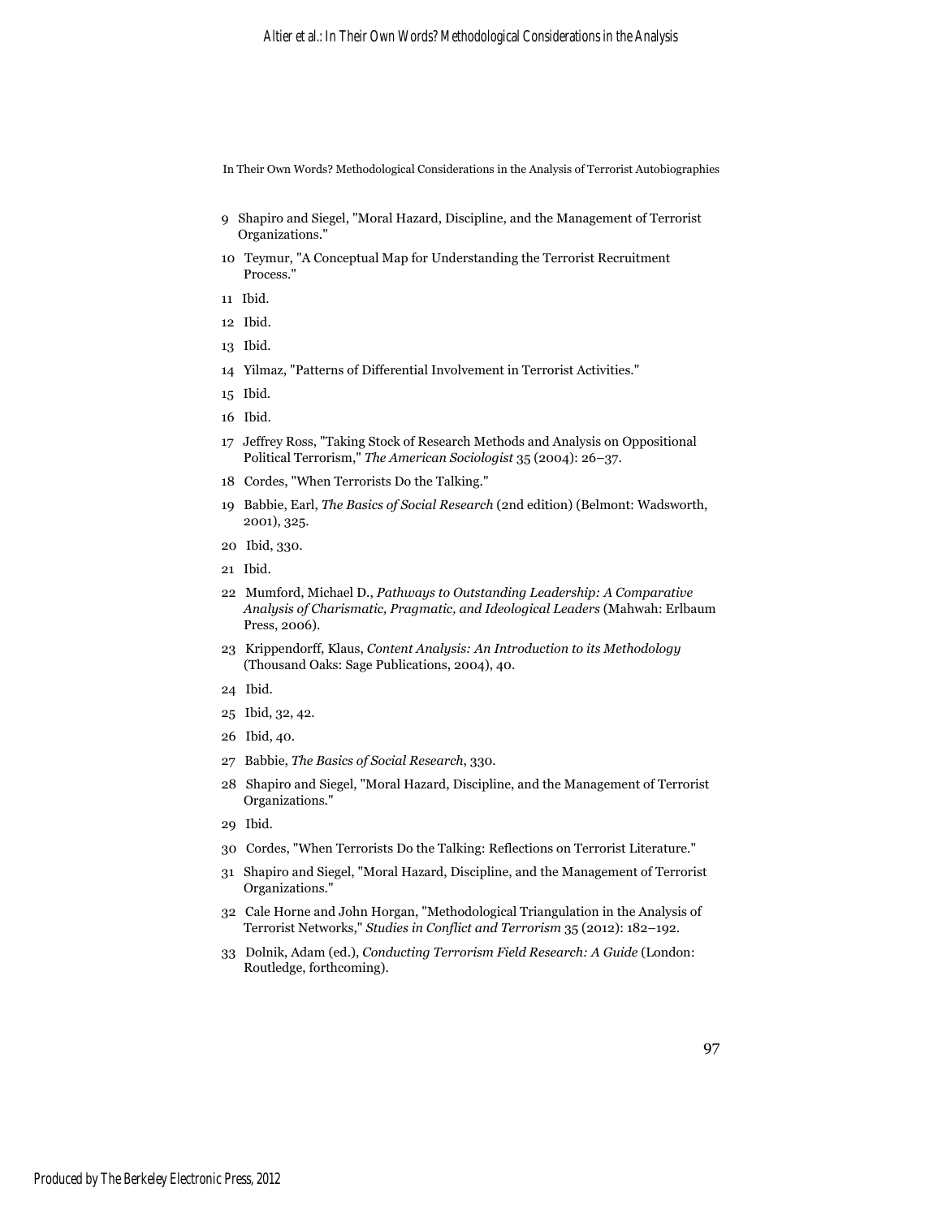9 Shapiro and Siegel, "Moral Hazard, Discipline, and the Management of Terrorist Organizations."

10 Teymur, "A Conceptual Map for Understanding the Terrorist Recruitment Process."

11 Ibid.

12 Ibid.

13 Ibid.

14 Yilmaz, "Patterns of Differential Involvement in Terrorist Activities."

15 Ibid.

16 Ibid.

17 Jeffrey Ross, "Taking Stock of Research Methods and Analysis on Oppositional Political Terrorism," *The American Sociologist* 35 (2004): 26–37.

18 Cordes, "When Terrorists Do the Talking."

19 Babbie, Earl, *The Basics of Social Research* (2nd edition) (Belmont: Wadsworth, 2001), 325.

20 Ibid, 330.

21 Ibid.

22 Mumford, Michael D., *Pathways to Outstanding Leadership: A Comparative Analysis of Charismatic, Pragmatic, and Ideological Leaders* (Mahwah: Erlbaum Press, 2006).

23 Krippendorff, Klaus, *Content Analysis: An Introduction to its Methodology* (Thousand Oaks: Sage Publications, 2004), 40.

24 Ibid.

25 Ibid, 32, 42.

26 Ibid, 40.

27 Babbie, *The Basics of Social Research*, 330.

28 Shapiro and Siegel, "Moral Hazard, Discipline, and the Management of Terrorist Organizations."

29 Ibid.

30 Cordes, "When Terrorists Do the Talking: Reflections on Terrorist Literature."

31 Shapiro and Siegel, "Moral Hazard, Discipline, and the Management of Terrorist Organizations."

32 Cale Horne and John Horgan, "Methodological Triangulation in the Analysis of Terrorist Networks," *Studies in Conflict and Terrorism* 35 (2012): 182–192.

33 Dolnik, Adam (ed.), *Conducting Terrorism Field Research: A Guide* (London: Routledge, forthcoming).